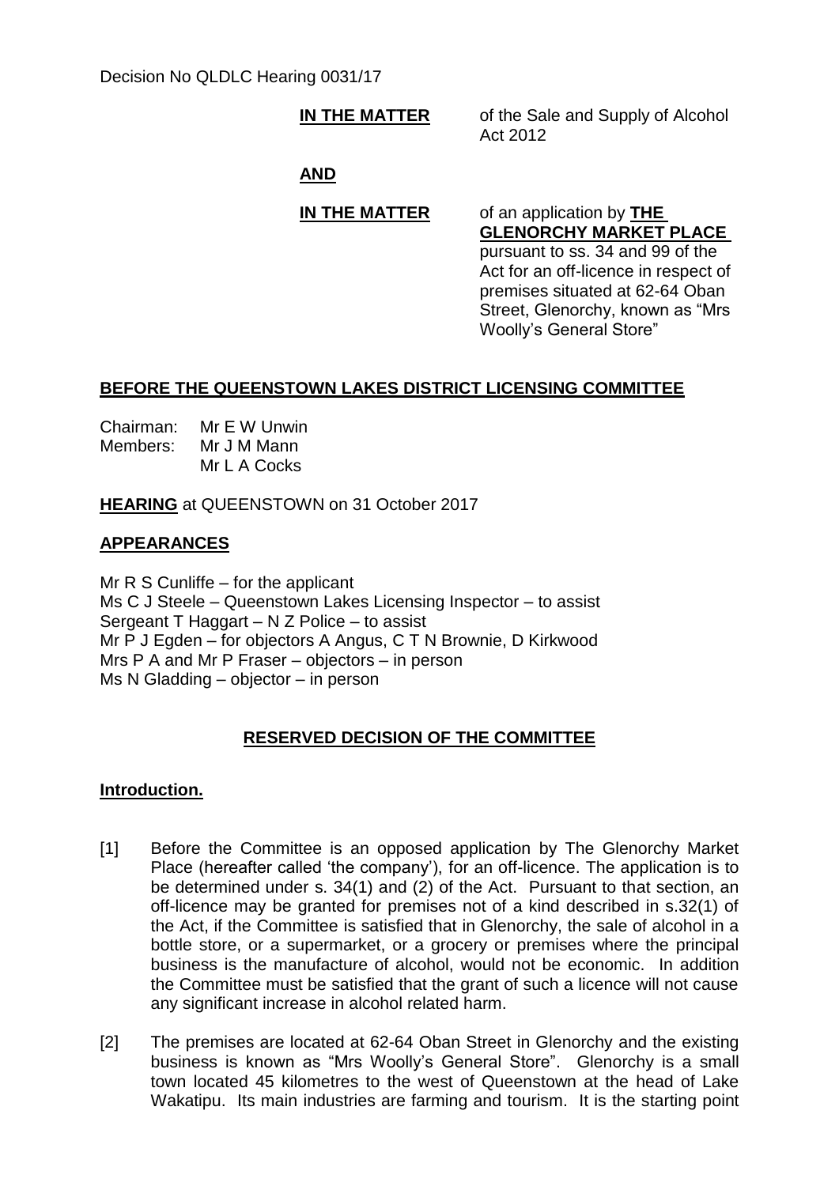Decision No QLDLC Hearing 0031/17

**IN THE MATTER** of the Sale and Supply of Alcohol Act 2012

**AND**

**IN THE MATTER** of an application by **THE GLENORCHY MARKET PLACE** pursuant to ss. 34 and 99 of the Act for an off-licence in respect of premises situated at 62-64 Oban Street, Glenorchy, known as "Mrs Woolly's General Store"

## BEFORE THE QUEENSTOWN LAKES DISTRICT LICENSING COMMITTEE

Chairman: Mr E W Unwin
Members: Mr J M Mann
Mr L A Cocks

**HEARING** at QUEENSTOWN on 31 October 2017

## APPEARANCES

Mr R S Cunliffe – for the applicant
Ms C J Steele – Queenstown Lakes Licensing Inspector – to assist
Sergeant T Haggart – N Z Police – to assist
Mr P J Egden – for objectors A Angus, C T N Brownie, D Kirkwood
Mrs P A and Mr P Fraser – objectors – in person
Ms N Gladding – objector – in person

## RESERVED DECISION OF THE COMMITTEE

### Introduction.

[1] Before the Committee is an opposed application by The Glenorchy Market Place (hereafter called 'the company'), for an off-licence. The application is to be determined under s. 34(1) and (2) of the Act. Pursuant to that section, an off-licence may be granted for premises not of a kind described in s.32(1) of the Act, if the Committee is satisfied that in Glenorchy, the sale of alcohol in a bottle store, or a supermarket, or a grocery or premises where the principal business is the manufacture of alcohol, would not be economic. In addition the Committee must be satisfied that the grant of such a licence will not cause any significant increase in alcohol related harm.

[2] The premises are located at 62-64 Oban Street in Glenorchy and the existing business is known as "Mrs Woolly's General Store". Glenorchy is a small town located 45 kilometres to the west of Queenstown at the head of Lake Wakatipu. Its main industries are farming and tourism. It is the starting point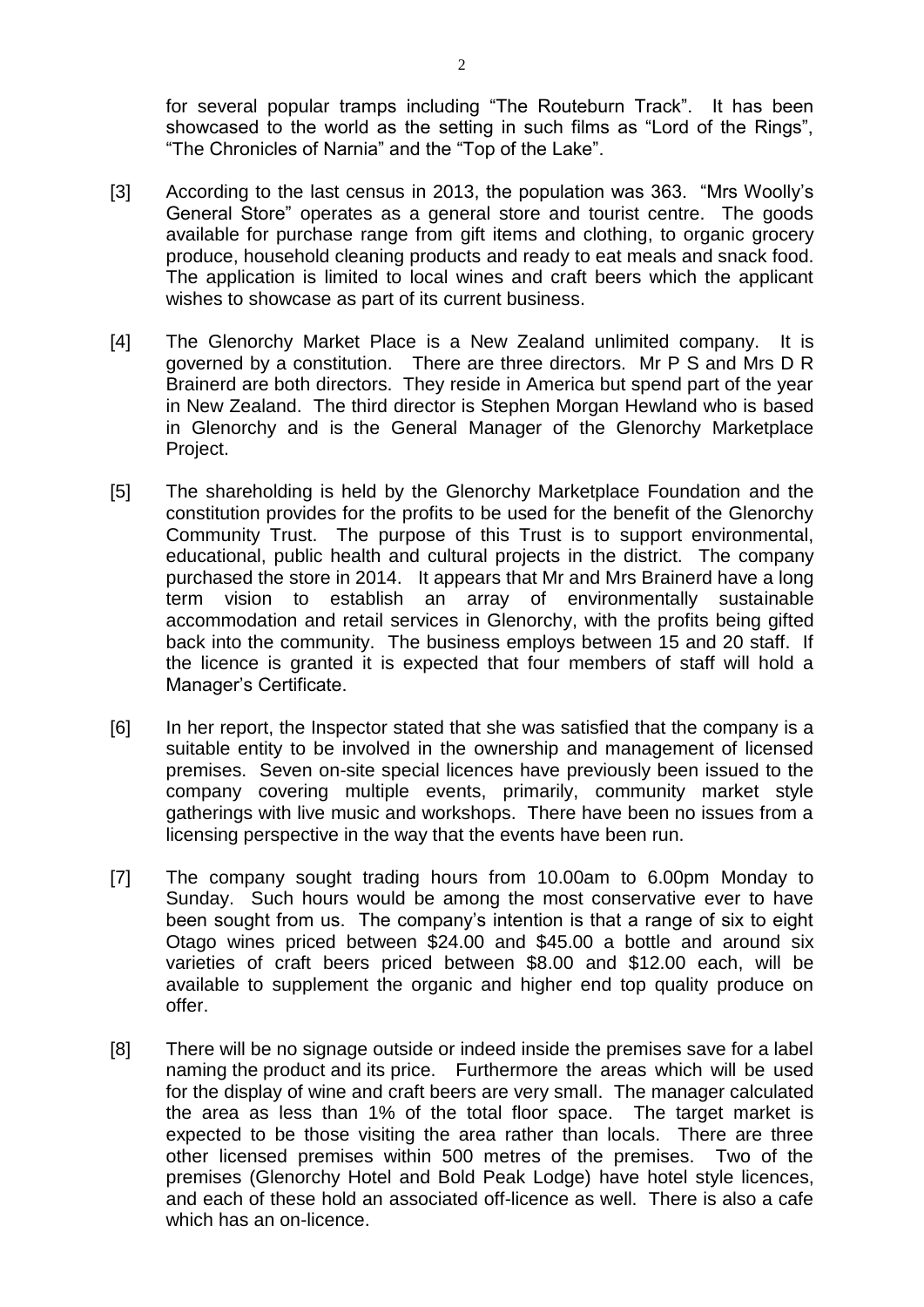for several popular tramps including "The Routeburn Track". It has been showcased to the world as the setting in such films as "Lord of the Rings", "The Chronicles of Narnia" and the "Top of the Lake".

[3] According to the last census in 2013, the population was 363. "Mrs Woolly's General Store" operates as a general store and tourist centre. The goods available for purchase range from gift items and clothing, to organic grocery produce, household cleaning products and ready to eat meals and snack food. The application is limited to local wines and craft beers which the applicant wishes to showcase as part of its current business.

[4] The Glenorchy Market Place is a New Zealand unlimited company. It is governed by a constitution. There are three directors. Mr P S and Mrs D R Brainerd are both directors. They reside in America but spend part of the year in New Zealand. The third director is Stephen Morgan Hewland who is based in Glenorchy and is the General Manager of the Glenorchy Marketplace Project.

[5] The shareholding is held by the Glenorchy Marketplace Foundation and the constitution provides for the profits to be used for the benefit of the Glenorchy Community Trust. The purpose of this Trust is to support environmental, educational, public health and cultural projects in the district. The company purchased the store in 2014. It appears that Mr and Mrs Brainerd have a long term vision to establish an array of environmentally sustainable accommodation and retail services in Glenorchy, with the profits being gifted back into the community. The business employs between 15 and 20 staff. If the licence is granted it is expected that four members of staff will hold a Manager's Certificate.

[6] In her report, the Inspector stated that she was satisfied that the company is a suitable entity to be involved in the ownership and management of licensed premises. Seven on-site special licences have previously been issued to the company covering multiple events, primarily, community market style gatherings with live music and workshops. There have been no issues from a licensing perspective in the way that the events have been run.

[7] The company sought trading hours from 10.00am to 6.00pm Monday to Sunday. Such hours would be among the most conservative ever to have been sought from us. The company's intention is that a range of six to eight Otago wines priced between $24.00 and $45.00 a bottle and around six varieties of craft beers priced between $8.00 and $12.00 each, will be available to supplement the organic and higher end top quality produce on offer.

[8] There will be no signage outside or indeed inside the premises save for a label naming the product and its price. Furthermore the areas which will be used for the display of wine and craft beers are very small. The manager calculated the area as less than 1% of the total floor space. The target market is expected to be those visiting the area rather than locals. There are three other licensed premises within 500 metres of the premises. Two of the premises (Glenorchy Hotel and Bold Peak Lodge) have hotel style licences, and each of these hold an associated off-licence as well. There is also a cafe which has an on-licence.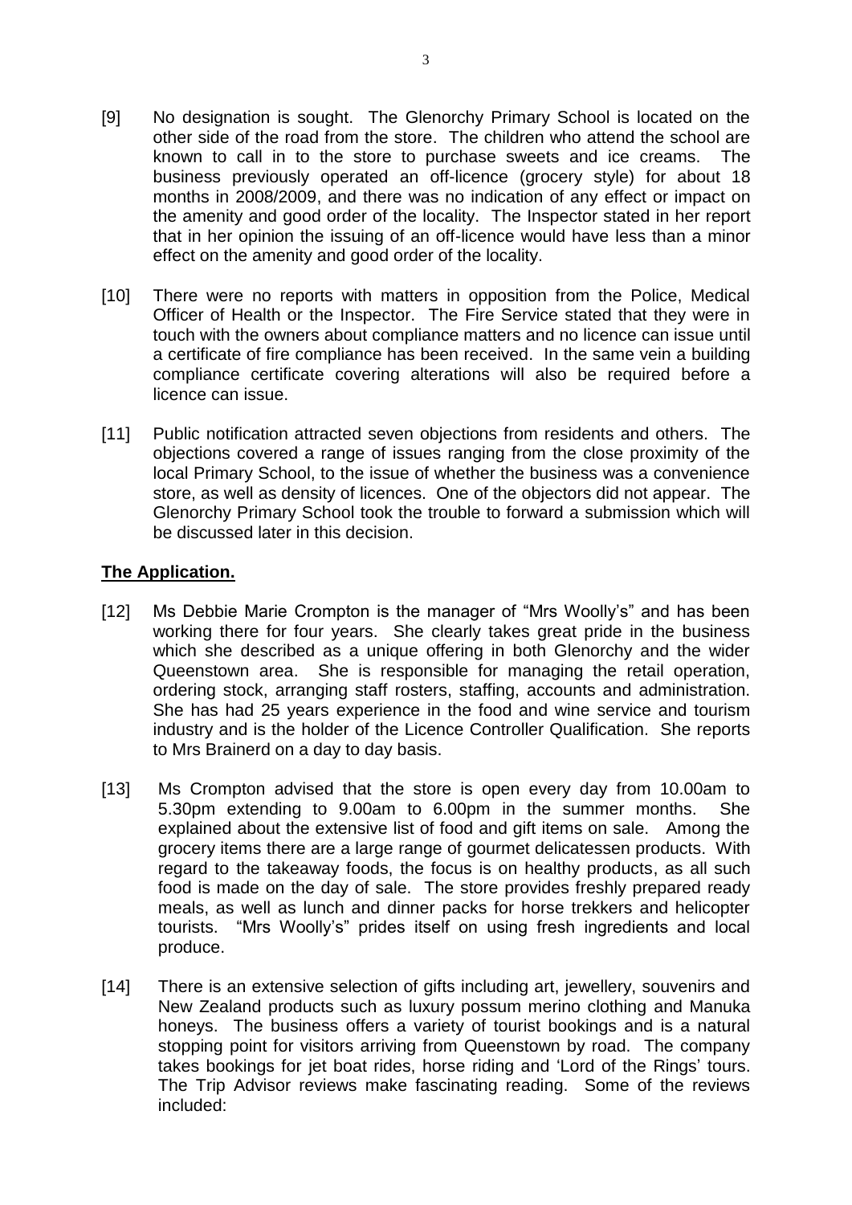[9] No designation is sought. The Glenorchy Primary School is located on the other side of the road from the store. The children who attend the school are known to call in to the store to purchase sweets and ice creams. The business previously operated an off-licence (grocery style) for about 18 months in 2008/2009, and there was no indication of any effect or impact on the amenity and good order of the locality. The Inspector stated in her report that in her opinion the issuing of an off-licence would have less than a minor effect on the amenity and good order of the locality.

[10] There were no reports with matters in opposition from the Police, Medical Officer of Health or the Inspector. The Fire Service stated that they were in touch with the owners about compliance matters and no licence can issue until a certificate of fire compliance has been received. In the same vein a building compliance certificate covering alterations will also be required before a licence can issue.

[11] Public notification attracted seven objections from residents and others. The objections covered a range of issues ranging from the close proximity of the local Primary School, to the issue of whether the business was a convenience store, as well as density of licences. One of the objectors did not appear. The Glenorchy Primary School took the trouble to forward a submission which will be discussed later in this decision.

## **The Application.**

[12] Ms Debbie Marie Crompton is the manager of "Mrs Woolly's" and has been working there for four years. She clearly takes great pride in the business which she described as a unique offering in both Glenorchy and the wider Queenstown area. She is responsible for managing the retail operation, ordering stock, arranging staff rosters, staffing, accounts and administration. She has had 25 years experience in the food and wine service and tourism industry and is the holder of the Licence Controller Qualification. She reports to Mrs Brainerd on a day to day basis.

[13] Ms Crompton advised that the store is open every day from 10.00am to 5.30pm extending to 9.00am to 6.00pm in the summer months. She explained about the extensive list of food and gift items on sale. Among the grocery items there are a large range of gourmet delicatessen products. With regard to the takeaway foods, the focus is on healthy products, as all such food is made on the day of sale. The store provides freshly prepared ready meals, as well as lunch and dinner packs for horse trekkers and helicopter tourists. "Mrs Woolly's" prides itself on using fresh ingredients and local produce.

[14] There is an extensive selection of gifts including art, jewellery, souvenirs and New Zealand products such as luxury possum merino clothing and Manuka honeys. The business offers a variety of tourist bookings and is a natural stopping point for visitors arriving from Queenstown by road. The company takes bookings for jet boat rides, horse riding and 'Lord of the Rings' tours. The Trip Advisor reviews make fascinating reading. Some of the reviews included: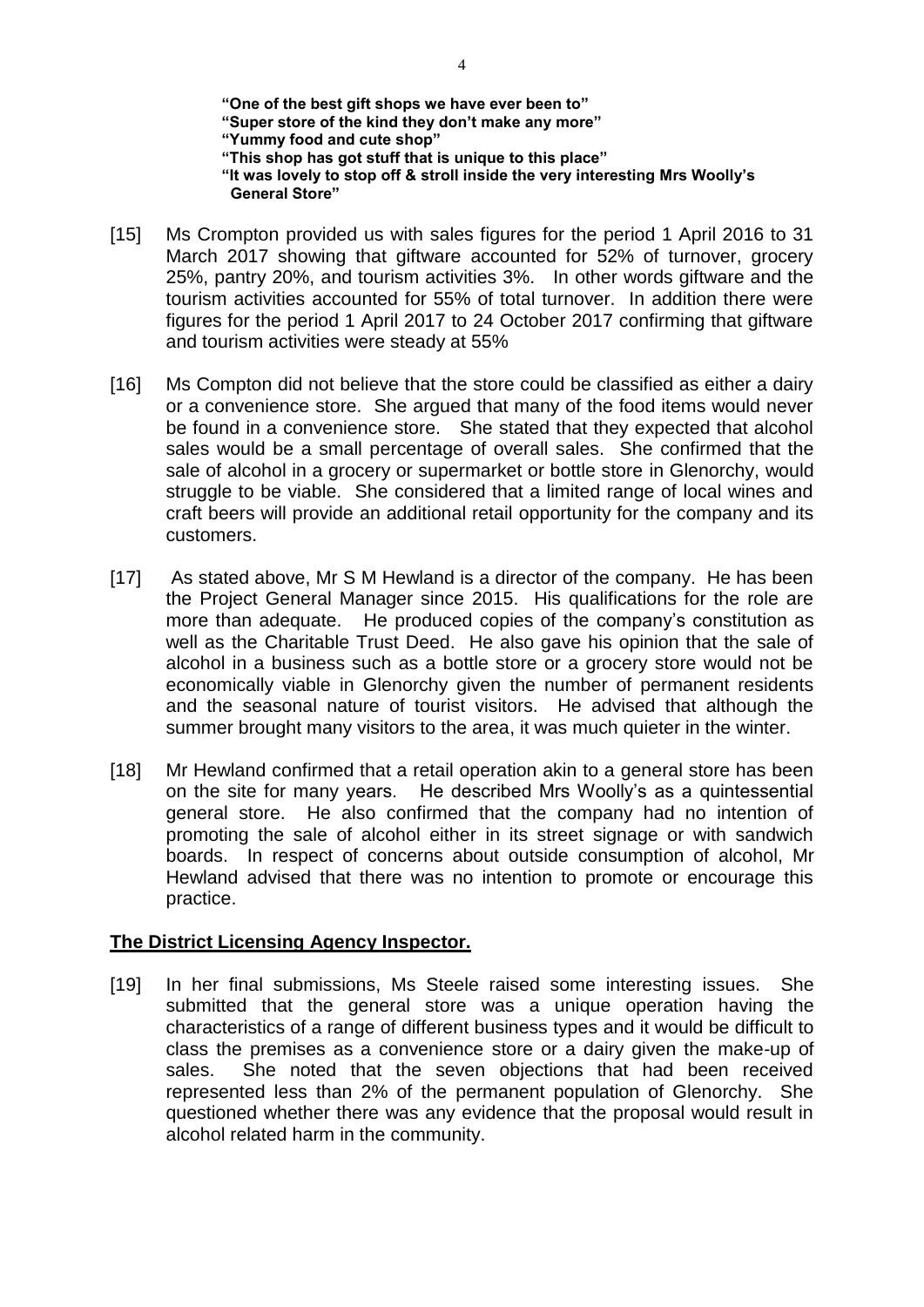**"One of the best gift shops we have ever been to"**
**"Super store of the kind they don't make any more"**
**"Yummy food and cute shop"**
**"This shop has got stuff that is unique to this place"**
**"It was lovely to stop off & stroll inside the very interesting Mrs Woolly's General Store"**

[15] Ms Crompton provided us with sales figures for the period 1 April 2016 to 31 March 2017 showing that giftware accounted for 52% of turnover, grocery 25%, pantry 20%, and tourism activities 3%. In other words giftware and the tourism activities accounted for 55% of total turnover. In addition there were figures for the period 1 April 2017 to 24 October 2017 confirming that giftware and tourism activities were steady at 55%

[16] Ms Compton did not believe that the store could be classified as either a dairy or a convenience store. She argued that many of the food items would never be found in a convenience store. She stated that they expected that alcohol sales would be a small percentage of overall sales. She confirmed that the sale of alcohol in a grocery or supermarket or bottle store in Glenorchy, would struggle to be viable. She considered that a limited range of local wines and craft beers will provide an additional retail opportunity for the company and its customers.

[17] As stated above, Mr S M Hewland is a director of the company. He has been the Project General Manager since 2015. His qualifications for the role are more than adequate. He produced copies of the company's constitution as well as the Charitable Trust Deed. He also gave his opinion that the sale of alcohol in a business such as a bottle store or a grocery store would not be economically viable in Glenorchy given the number of permanent residents and the seasonal nature of tourist visitors. He advised that although the summer brought many visitors to the area, it was much quieter in the winter.

[18] Mr Hewland confirmed that a retail operation akin to a general store has been on the site for many years. He described Mrs Woolly's as a quintessential general store. He also confirmed that the company had no intention of promoting the sale of alcohol either in its street signage or with sandwich boards. In respect of concerns about outside consumption of alcohol, Mr Hewland advised that there was no intention to promote or encourage this practice.

## The District Licensing Agency Inspector.

[19] In her final submissions, Ms Steele raised some interesting issues. She submitted that the general store was a unique operation having the characteristics of a range of different business types and it would be difficult to class the premises as a convenience store or a dairy given the make-up of sales. She noted that the seven objections that had been received represented less than 2% of the permanent population of Glenorchy. She questioned whether there was any evidence that the proposal would result in alcohol related harm in the community.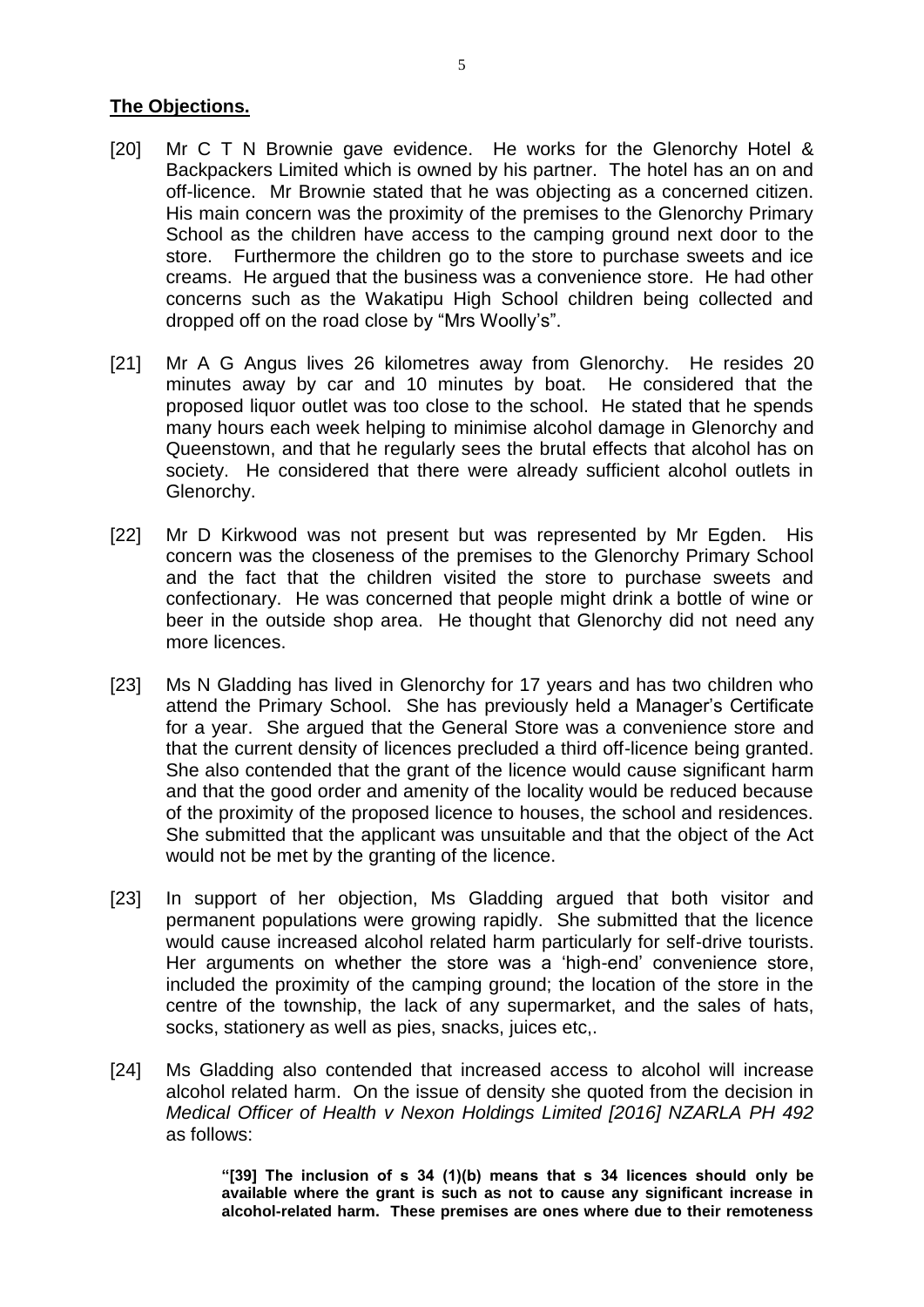**The Objections.**

[20] Mr C T N Brownie gave evidence. He works for the Glenorchy Hotel & Backpackers Limited which is owned by his partner. The hotel has an on and off-licence. Mr Brownie stated that he was objecting as a concerned citizen. His main concern was the proximity of the premises to the Glenorchy Primary School as the children have access to the camping ground next door to the store. Furthermore the children go to the store to purchase sweets and ice creams. He argued that the business was a convenience store. He had other concerns such as the Wakatipu High School children being collected and dropped off on the road close by "Mrs Woolly's".

[21] Mr A G Angus lives 26 kilometres away from Glenorchy. He resides 20 minutes away by car and 10 minutes by boat. He considered that the proposed liquor outlet was too close to the school. He stated that he spends many hours each week helping to minimise alcohol damage in Glenorchy and Queenstown, and that he regularly sees the brutal effects that alcohol has on society. He considered that there were already sufficient alcohol outlets in Glenorchy.

[22] Mr D Kirkwood was not present but was represented by Mr Egden. His concern was the closeness of the premises to the Glenorchy Primary School and the fact that the children visited the store to purchase sweets and confectionary. He was concerned that people might drink a bottle of wine or beer in the outside shop area. He thought that Glenorchy did not need any more licences.

[23] Ms N Gladding has lived in Glenorchy for 17 years and has two children who attend the Primary School. She has previously held a Manager's Certificate for a year. She argued that the General Store was a convenience store and that the current density of licences precluded a third off-licence being granted. She also contended that the grant of the licence would cause significant harm and that the good order and amenity of the locality would be reduced because of the proximity of the proposed licence to houses, the school and residences. She submitted that the applicant was unsuitable and that the object of the Act would not be met by the granting of the licence.

[23] In support of her objection, Ms Gladding argued that both visitor and permanent populations were growing rapidly. She submitted that the licence would cause increased alcohol related harm particularly for self-drive tourists. Her arguments on whether the store was a 'high-end' convenience store, included the proximity of the camping ground; the location of the store in the centre of the township, the lack of any supermarket, and the sales of hats, socks, stationery as well as pies, snacks, juices etc,.

[24] Ms Gladding also contended that increased access to alcohol will increase alcohol related harm. On the issue of density she quoted from the decision in *Medical Officer of Health v Nexon Holdings Limited [2016] NZARLA PH 492* as follows:

> **"[39] The inclusion of s 34 (1)(b) means that s 34 licences should only be available where the grant is such as not to cause any significant increase in alcohol-related harm. These premises are ones where due to their remoteness**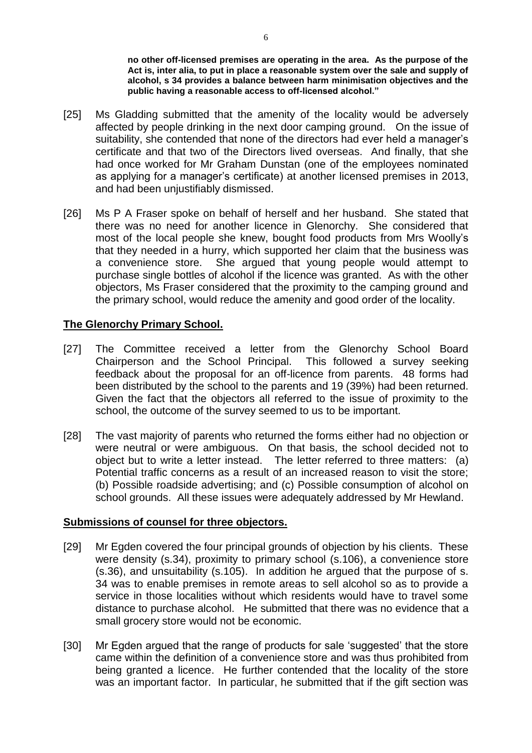**no other off-licensed premises are operating in the area. As the purpose of the Act is, inter alia, to put in place a reasonable system over the sale and supply of alcohol, s 34 provides a balance between harm minimisation objectives and the public having a reasonable access to off-licensed alcohol."**

[25] Ms Gladding submitted that the amenity of the locality would be adversely affected by people drinking in the next door camping ground. On the issue of suitability, she contended that none of the directors had ever held a manager's certificate and that two of the Directors lived overseas. And finally, that she had once worked for Mr Graham Dunstan (one of the employees nominated as applying for a manager's certificate) at another licensed premises in 2013, and had been unjustifiably dismissed.

[26] Ms P A Fraser spoke on behalf of herself and her husband. She stated that there was no need for another licence in Glenorchy. She considered that most of the local people she knew, bought food products from Mrs Woolly's that they needed in a hurry, which supported her claim that the business was a convenience store. She argued that young people would attempt to purchase single bottles of alcohol if the licence was granted. As with the other objectors, Ms Fraser considered that the proximity to the camping ground and the primary school, would reduce the amenity and good order of the locality.

## **The Glenorchy Primary School.**

[27] The Committee received a letter from the Glenorchy School Board Chairperson and the School Principal. This followed a survey seeking feedback about the proposal for an off-licence from parents. 48 forms had been distributed by the school to the parents and 19 (39%) had been returned. Given the fact that the objectors all referred to the issue of proximity to the school, the outcome of the survey seemed to us to be important.

[28] The vast majority of parents who returned the forms either had no objection or were neutral or were ambiguous. On that basis, the school decided not to object but to write a letter instead. The letter referred to three matters: (a) Potential traffic concerns as a result of an increased reason to visit the store; (b) Possible roadside advertising; and (c) Possible consumption of alcohol on school grounds. All these issues were adequately addressed by Mr Hewland.

## **Submissions of counsel for three objectors.**

[29] Mr Egden covered the four principal grounds of objection by his clients. These were density (s.34), proximity to primary school (s.106), a convenience store (s.36), and unsuitability (s.105). In addition he argued that the purpose of s. 34 was to enable premises in remote areas to sell alcohol so as to provide a service in those localities without which residents would have to travel some distance to purchase alcohol. He submitted that there was no evidence that a small grocery store would not be economic.

[30] Mr Egden argued that the range of products for sale 'suggested' that the store came within the definition of a convenience store and was thus prohibited from being granted a licence. He further contended that the locality of the store was an important factor. In particular, he submitted that if the gift section was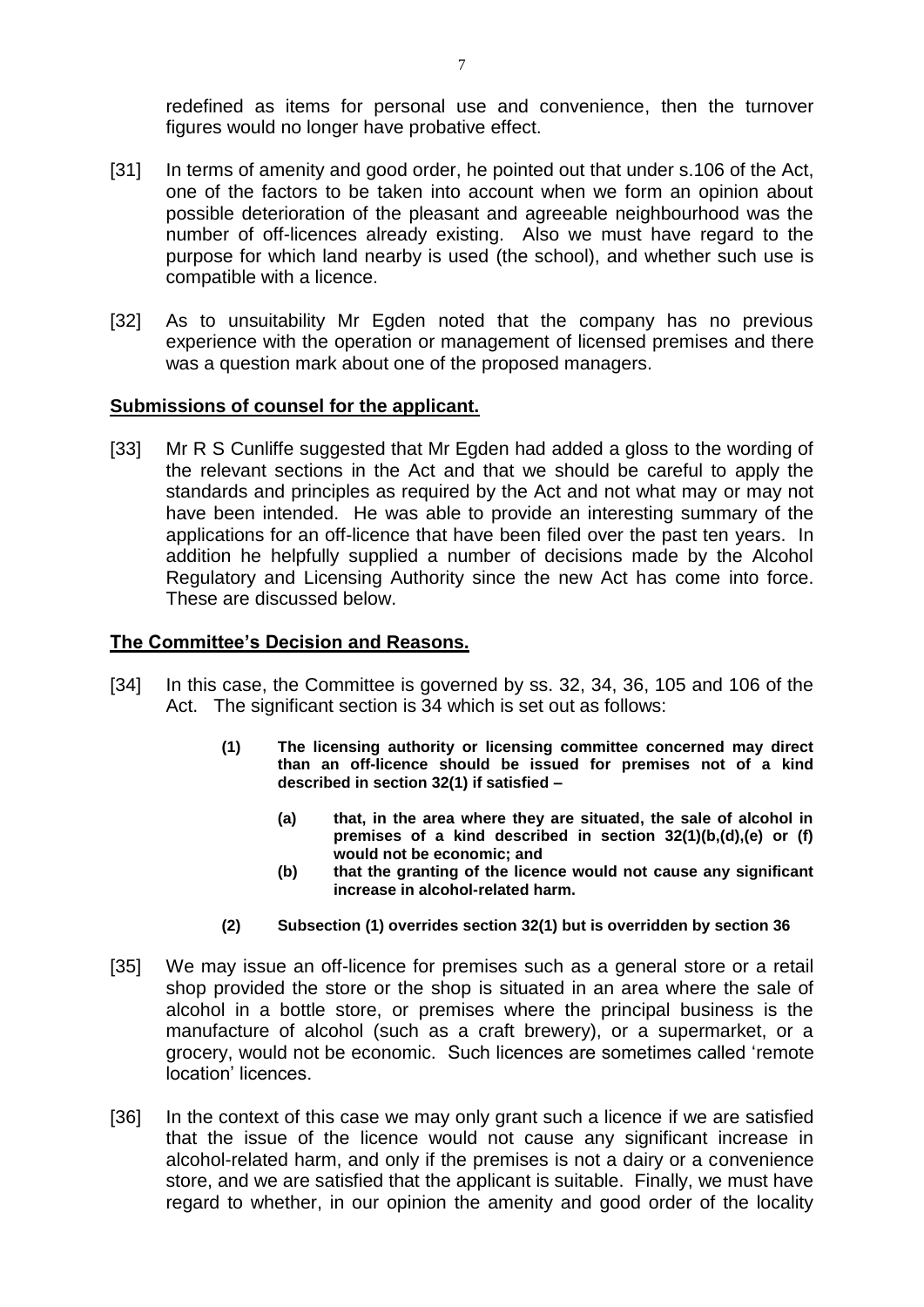redefined as items for personal use and convenience, then the turnover figures would no longer have probative effect.

[31] In terms of amenity and good order, he pointed out that under s.106 of the Act, one of the factors to be taken into account when we form an opinion about possible deterioration of the pleasant and agreeable neighbourhood was the number of off-licences already existing. Also we must have regard to the purpose for which land nearby is used (the school), and whether such use is compatible with a licence.

[32] As to unsuitability Mr Egden noted that the company has no previous experience with the operation or management of licensed premises and there was a question mark about one of the proposed managers.

## Submissions of counsel for the applicant.

[33] Mr R S Cunliffe suggested that Mr Egden had added a gloss to the wording of the relevant sections in the Act and that we should be careful to apply the standards and principles as required by the Act and not what may or may not have been intended. He was able to provide an interesting summary of the applications for an off-licence that have been filed over the past ten years. In addition he helpfully supplied a number of decisions made by the Alcohol Regulatory and Licensing Authority since the new Act has come into force. These are discussed below.

## The Committee's Decision and Reasons.

[34] In this case, the Committee is governed by ss. 32, 34, 36, 105 and 106 of the Act. The significant section is 34 which is set out as follows:

> **(1) The licensing authority or licensing committee concerned may direct than an off-licence should be issued for premises not of a kind described in section 32(1) if satisfied –**
>
> > **(a) that, in the area where they are situated, the sale of alcohol in premises of a kind described in section 32(1)(b,(d),(e) or (f) would not be economic; and**
> >
> > **(b) that the granting of the licence would not cause any significant increase in alcohol-related harm.**
>
> **(2) Subsection (1) overrides section 32(1) but is overridden by section 36**

[35] We may issue an off-licence for premises such as a general store or a retail shop provided the store or the shop is situated in an area where the sale of alcohol in a bottle store, or premises where the principal business is the manufacture of alcohol (such as a craft brewery), or a supermarket, or a grocery, would not be economic. Such licences are sometimes called 'remote location' licences.

[36] In the context of this case we may only grant such a licence if we are satisfied that the issue of the licence would not cause any significant increase in alcohol-related harm, and only if the premises is not a dairy or a convenience store, and we are satisfied that the applicant is suitable. Finally, we must have regard to whether, in our opinion the amenity and good order of the locality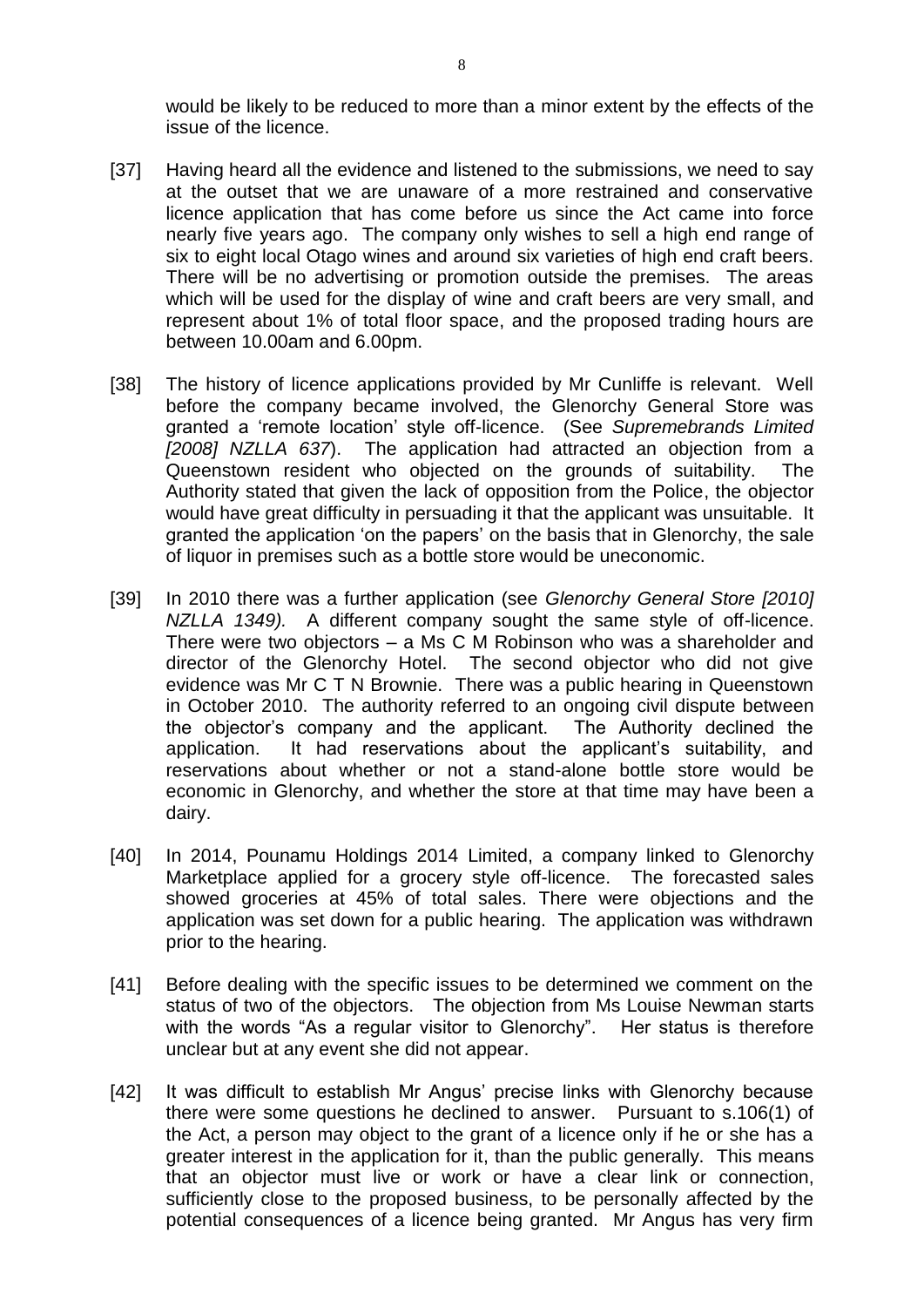would be likely to be reduced to more than a minor extent by the effects of the issue of the licence.

[37] Having heard all the evidence and listened to the submissions, we need to say at the outset that we are unaware of a more restrained and conservative licence application that has come before us since the Act came into force nearly five years ago. The company only wishes to sell a high end range of six to eight local Otago wines and around six varieties of high end craft beers. There will be no advertising or promotion outside the premises. The areas which will be used for the display of wine and craft beers are very small, and represent about 1% of total floor space, and the proposed trading hours are between 10.00am and 6.00pm.

[38] The history of licence applications provided by Mr Cunliffe is relevant. Well before the company became involved, the Glenorchy General Store was granted a 'remote location' style off-licence. (See *Supremebrands Limited [2008] NZLLA 637*). The application had attracted an objection from a Queenstown resident who objected on the grounds of suitability. The Authority stated that given the lack of opposition from the Police, the objector would have great difficulty in persuading it that the applicant was unsuitable. It granted the application 'on the papers' on the basis that in Glenorchy, the sale of liquor in premises such as a bottle store would be uneconomic.

[39] In 2010 there was a further application (see *Glenorchy General Store [2010] NZLLA 1349).* A different company sought the same style of off-licence. There were two objectors – a Ms C M Robinson who was a shareholder and director of the Glenorchy Hotel. The second objector who did not give evidence was Mr C T N Brownie. There was a public hearing in Queenstown in October 2010. The authority referred to an ongoing civil dispute between the objector's company and the applicant. The Authority declined the application. It had reservations about the applicant's suitability, and reservations about whether or not a stand-alone bottle store would be economic in Glenorchy, and whether the store at that time may have been a dairy.

[40] In 2014, Pounamu Holdings 2014 Limited, a company linked to Glenorchy Marketplace applied for a grocery style off-licence. The forecasted sales showed groceries at 45% of total sales. There were objections and the application was set down for a public hearing. The application was withdrawn prior to the hearing.

[41] Before dealing with the specific issues to be determined we comment on the status of two of the objectors. The objection from Ms Louise Newman starts with the words "As a regular visitor to Glenorchy". Her status is therefore unclear but at any event she did not appear.

[42] It was difficult to establish Mr Angus' precise links with Glenorchy because there were some questions he declined to answer. Pursuant to s.106(1) of the Act, a person may object to the grant of a licence only if he or she has a greater interest in the application for it, than the public generally. This means that an objector must live or work or have a clear link or connection, sufficiently close to the proposed business, to be personally affected by the potential consequences of a licence being granted. Mr Angus has very firm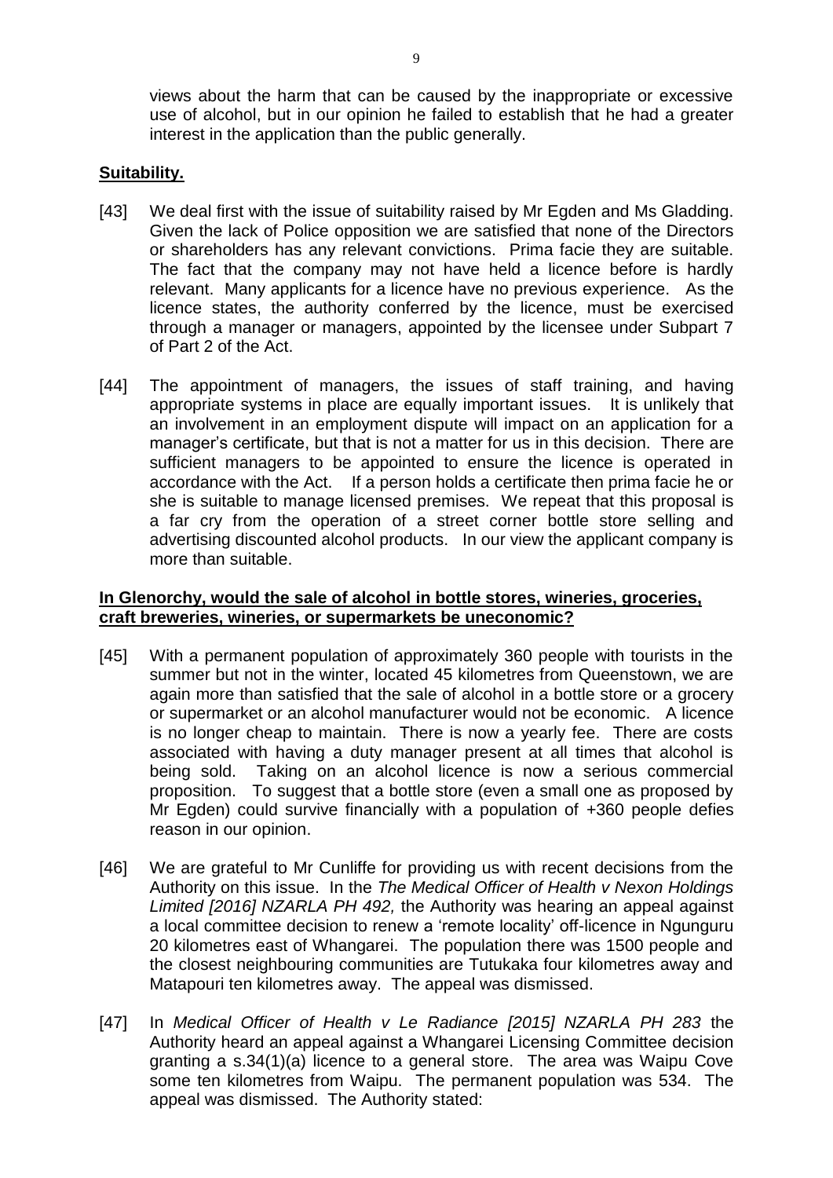views about the harm that can be caused by the inappropriate or excessive use of alcohol, but in our opinion he failed to establish that he had a greater interest in the application than the public generally.

**Suitability.**

[43] We deal first with the issue of suitability raised by Mr Egden and Ms Gladding. Given the lack of Police opposition we are satisfied that none of the Directors or shareholders has any relevant convictions. Prima facie they are suitable. The fact that the company may not have held a licence before is hardly relevant. Many applicants for a licence have no previous experience. As the licence states, the authority conferred by the licence, must be exercised through a manager or managers, appointed by the licensee under Subpart 7 of Part 2 of the Act.

[44] The appointment of managers, the issues of staff training, and having appropriate systems in place are equally important issues. It is unlikely that an involvement in an employment dispute will impact on an application for a manager's certificate, but that is not a matter for us in this decision. There are sufficient managers to be appointed to ensure the licence is operated in accordance with the Act. If a person holds a certificate then prima facie he or she is suitable to manage licensed premises. We repeat that this proposal is a far cry from the operation of a street corner bottle store selling and advertising discounted alcohol products. In our view the applicant company is more than suitable.

**In Glenorchy, would the sale of alcohol in bottle stores, wineries, groceries, craft breweries, wineries, or supermarkets be uneconomic?**

[45] With a permanent population of approximately 360 people with tourists in the summer but not in the winter, located 45 kilometres from Queenstown, we are again more than satisfied that the sale of alcohol in a bottle store or a grocery or supermarket or an alcohol manufacturer would not be economic. A licence is no longer cheap to maintain. There is now a yearly fee. There are costs associated with having a duty manager present at all times that alcohol is being sold. Taking on an alcohol licence is now a serious commercial proposition. To suggest that a bottle store (even a small one as proposed by Mr Egden) could survive financially with a population of +360 people defies reason in our opinion.

[46] We are grateful to Mr Cunliffe for providing us with recent decisions from the Authority on this issue. In the *The Medical Officer of Health v Nexon Holdings Limited [2016] NZARLA PH 492,* the Authority was hearing an appeal against a local committee decision to renew a 'remote locality' off-licence in Ngunguru 20 kilometres east of Whangarei. The population there was 1500 people and the closest neighbouring communities are Tutukaka four kilometres away and Matapouri ten kilometres away. The appeal was dismissed.

[47] In *Medical Officer of Health v Le Radiance [2015] NZARLA PH 283* the Authority heard an appeal against a Whangarei Licensing Committee decision granting a s.34(1)(a) licence to a general store. The area was Waipu Cove some ten kilometres from Waipu. The permanent population was 534. The appeal was dismissed. The Authority stated: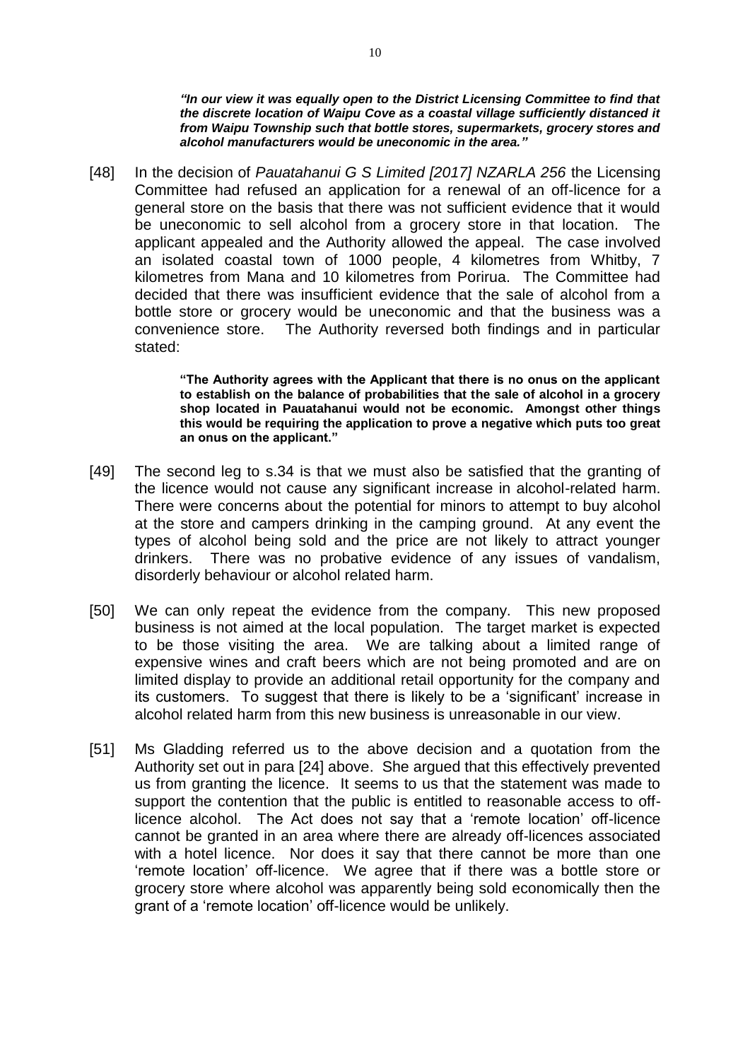> ***"In our view it was equally open to the District Licensing Committee to find that the discrete location of Waipu Cove as a coastal village sufficiently distanced it from Waipu Township such that bottle stores, supermarkets, grocery stores and alcohol manufacturers would be uneconomic in the area."***

[48] In the decision of *Pauatahanui G S Limited [2017] NZARLA 256* the Licensing Committee had refused an application for a renewal of an off-licence for a general store on the basis that there was not sufficient evidence that it would be uneconomic to sell alcohol from a grocery store in that location. The applicant appealed and the Authority allowed the appeal. The case involved an isolated coastal town of 1000 people, 4 kilometres from Whitby, 7 kilometres from Mana and 10 kilometres from Porirua. The Committee had decided that there was insufficient evidence that the sale of alcohol from a bottle store or grocery would be uneconomic and that the business was a convenience store. The Authority reversed both findings and in particular stated:

> **"The Authority agrees with the Applicant that there is no onus on the applicant to establish on the balance of probabilities that the sale of alcohol in a grocery shop located in Pauatahanui would not be economic. Amongst other things this would be requiring the application to prove a negative which puts too great an onus on the applicant."**

[49] The second leg to s.34 is that we must also be satisfied that the granting of the licence would not cause any significant increase in alcohol-related harm. There were concerns about the potential for minors to attempt to buy alcohol at the store and campers drinking in the camping ground. At any event the types of alcohol being sold and the price are not likely to attract younger drinkers. There was no probative evidence of any issues of vandalism, disorderly behaviour or alcohol related harm.

[50] We can only repeat the evidence from the company. This new proposed business is not aimed at the local population. The target market is expected to be those visiting the area. We are talking about a limited range of expensive wines and craft beers which are not being promoted and are on limited display to provide an additional retail opportunity for the company and its customers. To suggest that there is likely to be a 'significant' increase in alcohol related harm from this new business is unreasonable in our view.

[51] Ms Gladding referred us to the above decision and a quotation from the Authority set out in para [24] above. She argued that this effectively prevented us from granting the licence. It seems to us that the statement was made to support the contention that the public is entitled to reasonable access to off-licence alcohol. The Act does not say that a 'remote location' off-licence cannot be granted in an area where there are already off-licences associated with a hotel licence. Nor does it say that there cannot be more than one 'remote location' off-licence. We agree that if there was a bottle store or grocery store where alcohol was apparently being sold economically then the grant of a 'remote location' off-licence would be unlikely.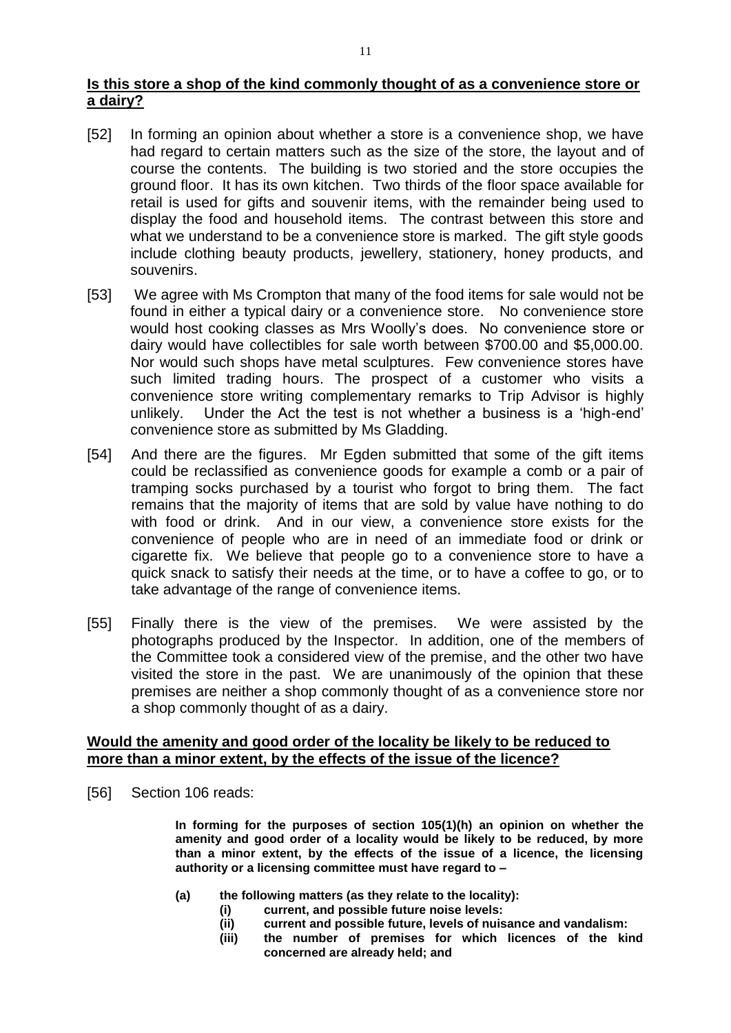**Is this store a shop of the kind commonly thought of as a convenience store or a dairy?**

[52] In forming an opinion about whether a store is a convenience shop, we have had regard to certain matters such as the size of the store, the layout and of course the contents. The building is two storied and the store occupies the ground floor. It has its own kitchen. Two thirds of the floor space available for retail is used for gifts and souvenir items, with the remainder being used to display the food and household items. The contrast between this store and what we understand to be a convenience store is marked. The gift style goods include clothing beauty products, jewellery, stationery, honey products, and souvenirs.

[53] We agree with Ms Crompton that many of the food items for sale would not be found in either a typical dairy or a convenience store. No convenience store would host cooking classes as Mrs Woolly's does. No convenience store or dairy would have collectibles for sale worth between $700.00 and $5,000.00. Nor would such shops have metal sculptures. Few convenience stores have such limited trading hours. The prospect of a customer who visits a convenience store writing complementary remarks to Trip Advisor is highly unlikely. Under the Act the test is not whether a business is a 'high-end' convenience store as submitted by Ms Gladding.

[54] And there are the figures. Mr Egden submitted that some of the gift items could be reclassified as convenience goods for example a comb or a pair of tramping socks purchased by a tourist who forgot to bring them. The fact remains that the majority of items that are sold by value have nothing to do with food or drink. And in our view, a convenience store exists for the convenience of people who are in need of an immediate food or drink or cigarette fix. We believe that people go to a convenience store to have a quick snack to satisfy their needs at the time, or to have a coffee to go, or to take advantage of the range of convenience items.

[55] Finally there is the view of the premises. We were assisted by the photographs produced by the Inspector. In addition, one of the members of the Committee took a considered view of the premise, and the other two have visited the store in the past. We are unanimously of the opinion that these premises are neither a shop commonly thought of as a convenience store nor a shop commonly thought of as a dairy.

**Would the amenity and good order of the locality be likely to be reduced to more than a minor extent, by the effects of the issue of the licence?**

[56] Section 106 reads:

> **In forming for the purposes of section 105(1)(h) an opinion on whether the amenity and good order of a locality would be likely to be reduced, by more than a minor extent, by the effects of the issue of a licence, the licensing authority or a licensing committee must have regard to –**
>
> **(a) the following matters (as they relate to the locality):**
> **(i) current, and possible future noise levels:**
> **(ii) current and possible future, levels of nuisance and vandalism:**
> **(iii) the number of premises for which licences of the kind concerned are already held; and**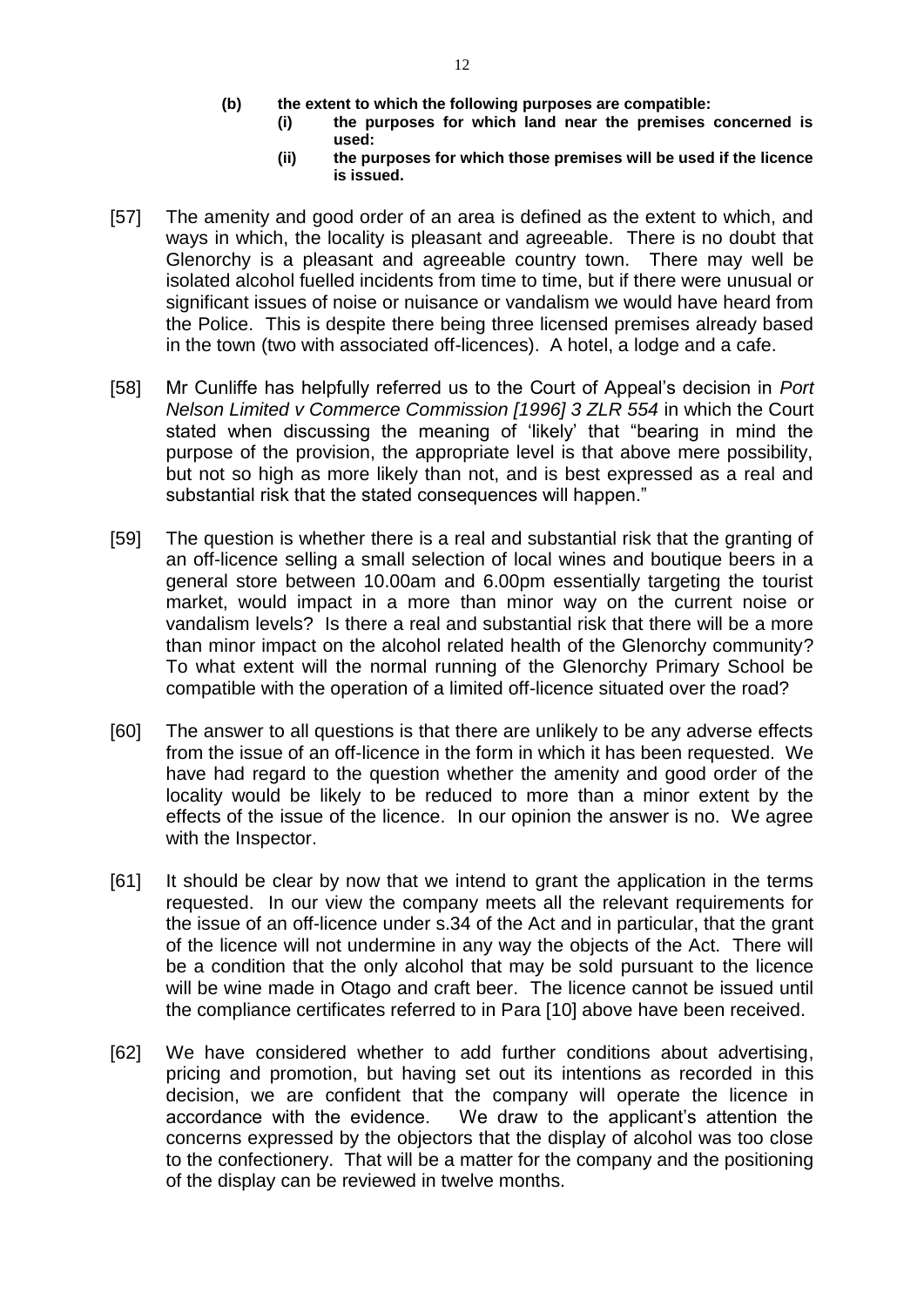**(b) the extent to which the following purposes are compatible:**

**(i) the purposes for which land near the premises concerned is used:**

**(ii) the purposes for which those premises will be used if the licence is issued.**

[57] The amenity and good order of an area is defined as the extent to which, and ways in which, the locality is pleasant and agreeable. There is no doubt that Glenorchy is a pleasant and agreeable country town. There may well be isolated alcohol fuelled incidents from time to time, but if there were unusual or significant issues of noise or nuisance or vandalism we would have heard from the Police. This is despite there being three licensed premises already based in the town (two with associated off-licences). A hotel, a lodge and a cafe.

[58] Mr Cunliffe has helpfully referred us to the Court of Appeal's decision in *Port Nelson Limited v Commerce Commission [1996] 3 ZLR 554* in which the Court stated when discussing the meaning of 'likely' that "bearing in mind the purpose of the provision, the appropriate level is that above mere possibility, but not so high as more likely than not, and is best expressed as a real and substantial risk that the stated consequences will happen."

[59] The question is whether there is a real and substantial risk that the granting of an off-licence selling a small selection of local wines and boutique beers in a general store between 10.00am and 6.00pm essentially targeting the tourist market, would impact in a more than minor way on the current noise or vandalism levels? Is there a real and substantial risk that there will be a more than minor impact on the alcohol related health of the Glenorchy community? To what extent will the normal running of the Glenorchy Primary School be compatible with the operation of a limited off-licence situated over the road?

[60] The answer to all questions is that there are unlikely to be any adverse effects from the issue of an off-licence in the form in which it has been requested. We have had regard to the question whether the amenity and good order of the locality would be likely to be reduced to more than a minor extent by the effects of the issue of the licence. In our opinion the answer is no. We agree with the Inspector.

[61] It should be clear by now that we intend to grant the application in the terms requested. In our view the company meets all the relevant requirements for the issue of an off-licence under s.34 of the Act and in particular, that the grant of the licence will not undermine in any way the objects of the Act. There will be a condition that the only alcohol that may be sold pursuant to the licence will be wine made in Otago and craft beer. The licence cannot be issued until the compliance certificates referred to in Para [10] above have been received.

[62] We have considered whether to add further conditions about advertising, pricing and promotion, but having set out its intentions as recorded in this decision, we are confident that the company will operate the licence in accordance with the evidence. We draw to the applicant's attention the concerns expressed by the objectors that the display of alcohol was too close to the confectionery. That will be a matter for the company and the positioning of the display can be reviewed in twelve months.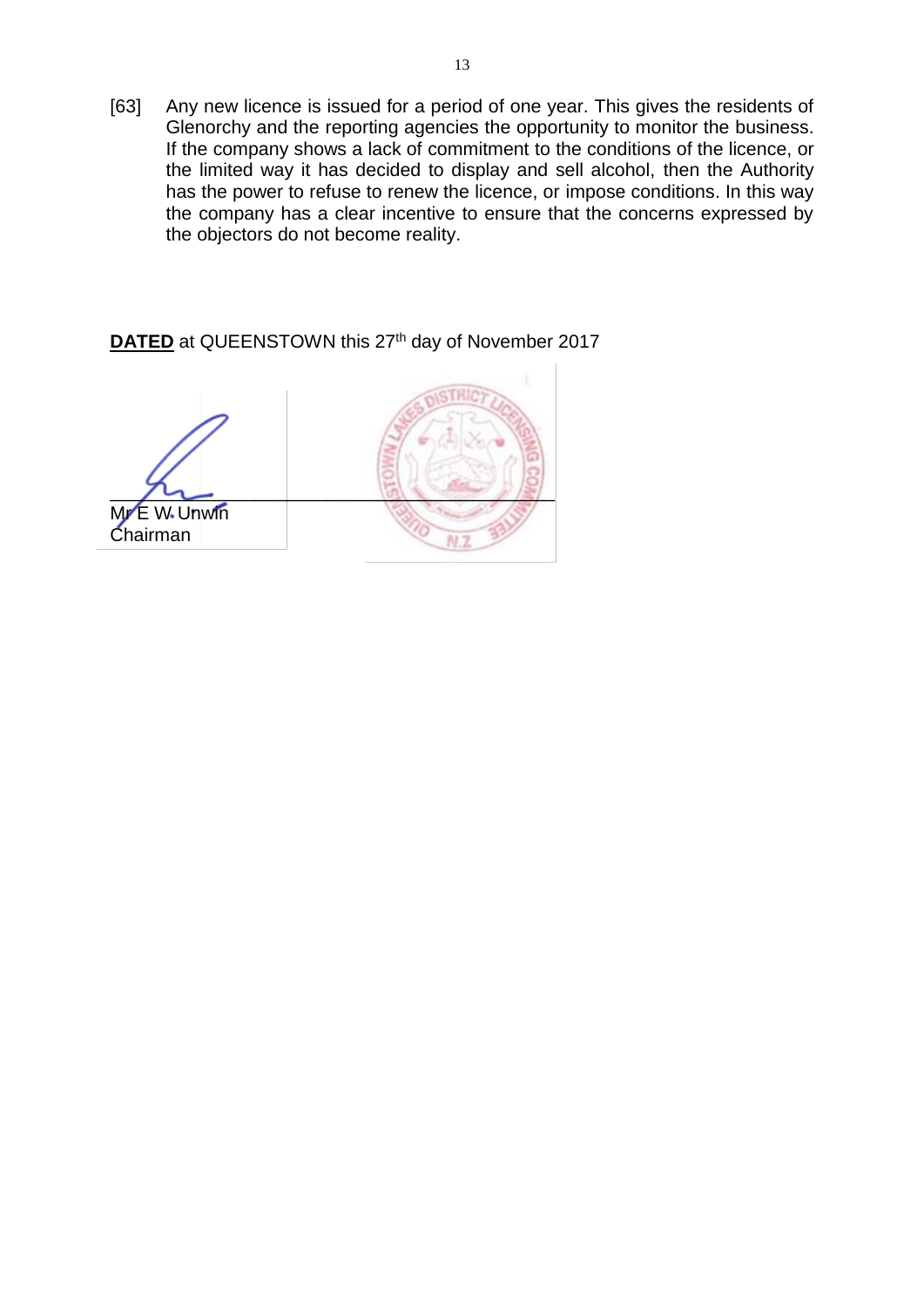[63] Any new licence is issued for a period of one year. This gives the residents of Glenorchy and the reporting agencies the opportunity to monitor the business. If the company shows a lack of commitment to the conditions of the licence, or the limited way it has decided to display and sell alcohol, then the Authority has the power to refuse to renew the licence, or impose conditions. In this way the company has a clear incentive to ensure that the concerns expressed by the objectors do not become reality.

**DATED** at QUEENSTOWN this 27th day of November 2017

Mr E W Unwin
Chairman